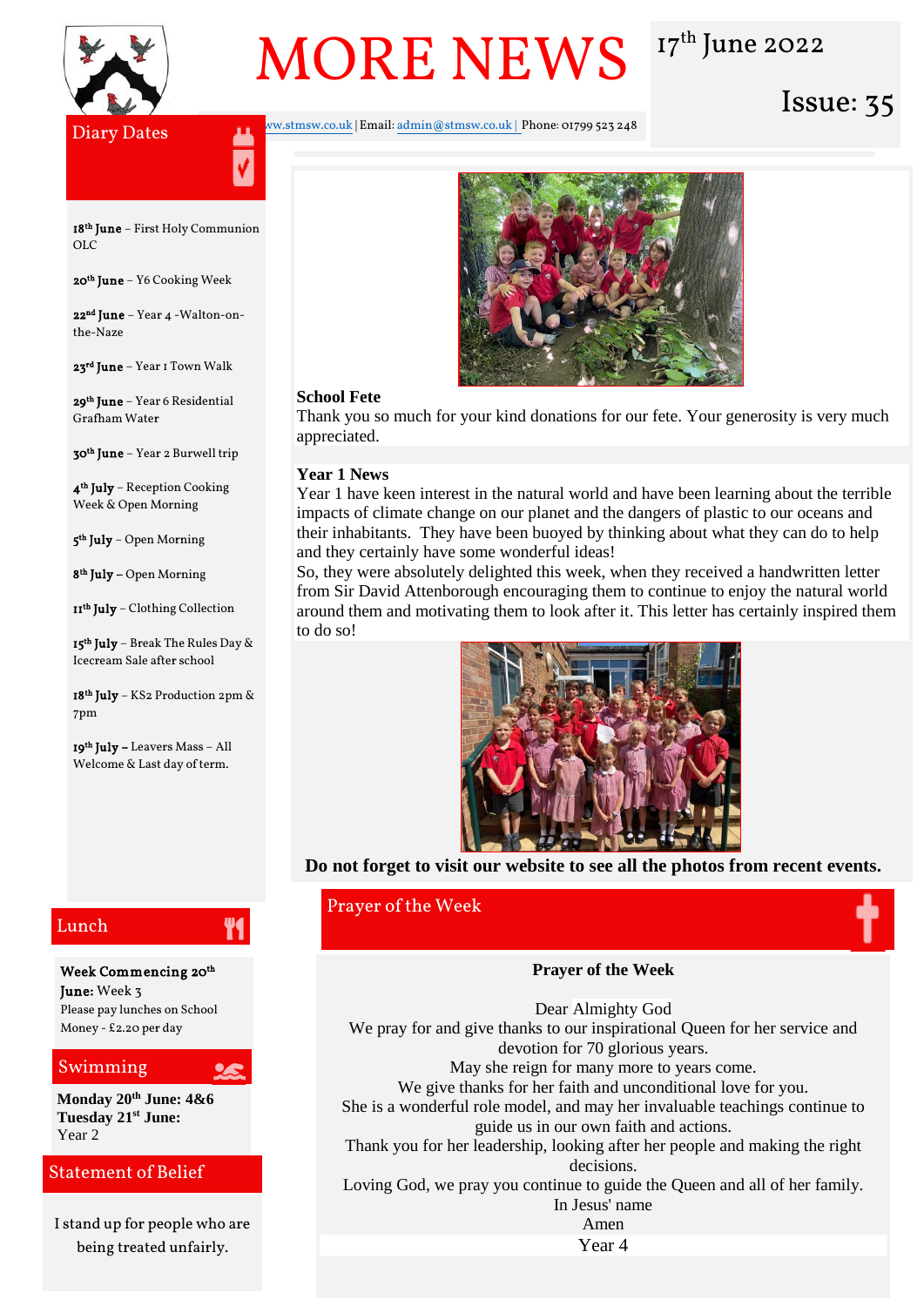# MORE NEWS

17th June 2022

Issue: 35

ww.stmsw.co.uk | Email: admin@stmsw.co.uk | Phone: 01799 523 248

## Diary Dates

**18th June** – First Holy Communion OLC

**20th June** – Y6 Cooking Week

**22nd June** – Year 4 -Walton-on-the-Naze

**23rd June** – Year 1 Town Walk

**29th June** – Year 6 Residential Grafham Water

**30th June** – Year 2 Burwell trip

**4th July** – Reception Cooking Week & Open Morning

**5th July** – Open Morning

**8th July** – Open Morning

**11th July** – Clothing Collection

**15th July** – Break The Rules Day & Icecream Sale after school

**18th July** – KS2 Production 2pm & 7pm

**19th July –** Leavers Mass – All Welcome & Last day of term.

## Lunch

**Week Commencing 20th June:** Week 3
Please pay lunches on School Money - £2.20 per day

## Swimming

**Monday 20th June: 4&6**
**Tuesday 21st June:**
Year 2

## Statement of Belief

I stand up for people who are being treated unfairly.

**School Fete**

Thank you so much for your kind donations for our fete. Your generosity is very much appreciated.

**Year 1 News**

Year 1 have keen interest in the natural world and have been learning about the terrible impacts of climate change on our planet and the dangers of plastic to our oceans and their inhabitants. They have been buoyed by thinking about what they can do to help and they certainly have some wonderful ideas!
So, they were absolutely delighted this week, when they received a handwritten letter from Sir David Attenborough encouraging them to continue to enjoy the natural world around them and motivating them to look after it. This letter has certainly inspired them to do so!

**Do not forget to visit our website to see all the photos from recent events.**

## Prayer of the Week

**Prayer of the Week**

Dear Almighty God
We pray for and give thanks to our inspirational Queen for her service and devotion for 70 glorious years.
May she reign for many more to years come.
We give thanks for her faith and unconditional love for you.
She is a wonderful role model, and may her invaluable teachings continue to guide us in our own faith and actions.
Thank you for her leadership, looking after her people and making the right decisions.
Loving God, we pray you continue to guide the Queen and all of her family.
In Jesus' name
Amen
Year 4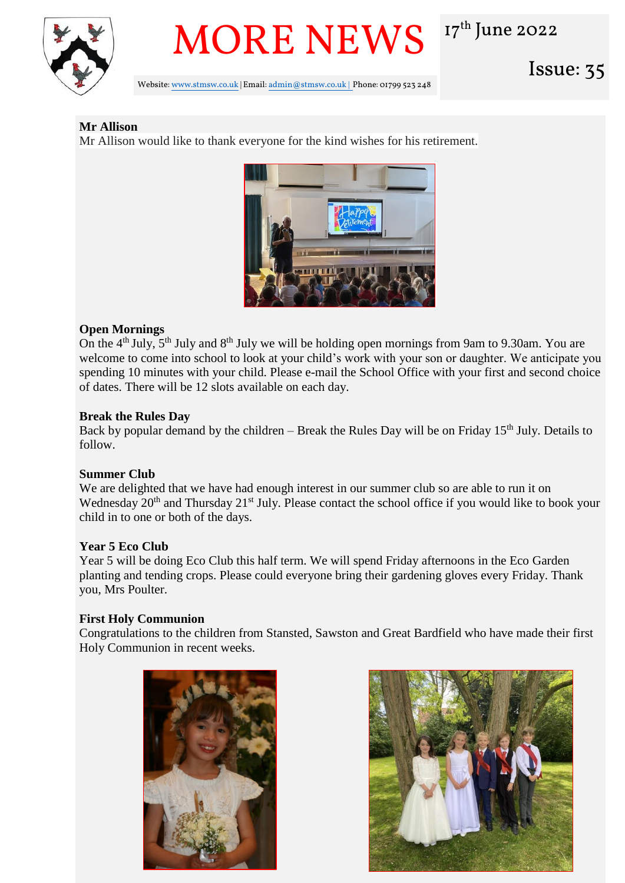# MORE NEWS

17th June 2022

Issue: 35

Website: www.stmsw.co.uk | Email: admin@stmsw.co.uk | Phone: 01799 523 248

**Mr Allison**

Mr Allison would like to thank everyone for the kind wishes for his retirement.

**Open Mornings**

On the 4th July, 5th July and 8th July we will be holding open mornings from 9am to 9.30am. You are welcome to come into school to look at your child's work with your son or daughter. We anticipate you spending 10 minutes with your child. Please e-mail the School Office with your first and second choice of dates. There will be 12 slots available on each day.

**Break the Rules Day**

Back by popular demand by the children – Break the Rules Day will be on Friday 15th July. Details to follow.

**Summer Club**

We are delighted that we have had enough interest in our summer club so are able to run it on Wednesday 20th and Thursday 21st July. Please contact the school office if you would like to book your child in to one or both of the days.

**Year 5 Eco Club**

Year 5 will be doing Eco Club this half term. We will spend Friday afternoons in the Eco Garden planting and tending crops. Please could everyone bring their gardening gloves every Friday. Thank you, Mrs Poulter.

**First Holy Communion**

Congratulations to the children from Stansted, Sawston and Great Bardfield who have made their first Holy Communion in recent weeks.